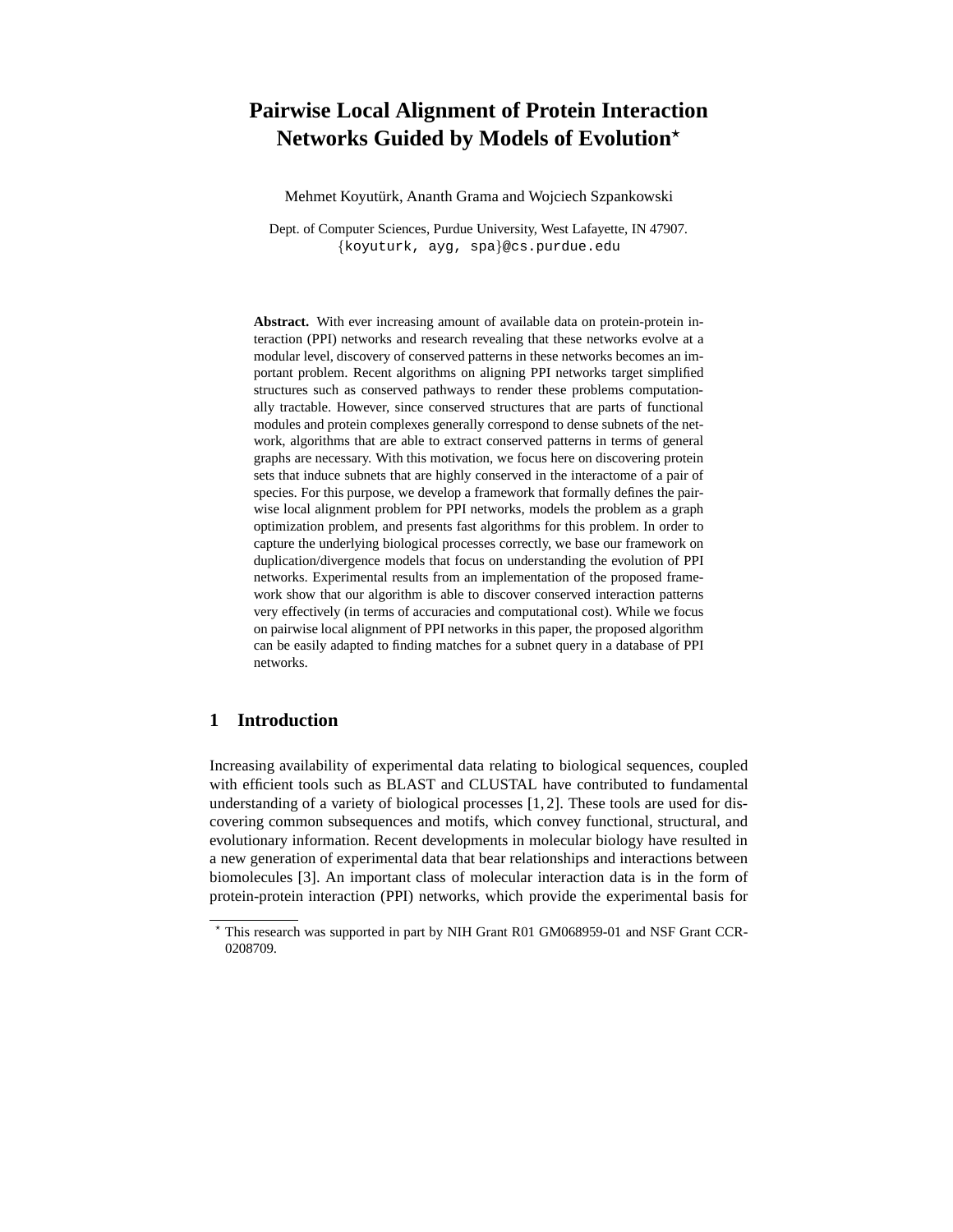# Pairwise Local Alignment of Protein Interaction Networks Guided by Models of Evolution*

Mehmet Koyutürk, Ananth Grama and Wojciech Szpankowski

Dept. of Computer Sciences, Purdue University, West Lafayette, IN 47907.
{koyuturk, ayg, spa}@cs.purdue.edu

**Abstract.** With ever increasing amount of available data on protein-protein interaction (PPI) networks and research revealing that these networks evolve at a modular level, discovery of conserved patterns in these networks becomes an important problem. Recent algorithms on aligning PPI networks target simplified structures such as conserved pathways to render these problems computationally tractable. However, since conserved structures that are parts of functional modules and protein complexes generally correspond to dense subnets of the network, algorithms that are able to extract conserved patterns in terms of general graphs are necessary. With this motivation, we focus here on discovering protein sets that induce subnets that are highly conserved in the interactome of a pair of species. For this purpose, we develop a framework that formally defines the pairwise local alignment problem for PPI networks, models the problem as a graph optimization problem, and presents fast algorithms for this problem. In order to capture the underlying biological processes correctly, we base our framework on duplication/divergence models that focus on understanding the evolution of PPI networks. Experimental results from an implementation of the proposed framework show that our algorithm is able to discover conserved interaction patterns very effectively (in terms of accuracies and computational cost). While we focus on pairwise local alignment of PPI networks in this paper, the proposed algorithm can be easily adapted to finding matches for a subnet query in a database of PPI networks.

## 1 Introduction

Increasing availability of experimental data relating to biological sequences, coupled with efficient tools such as BLAST and CLUSTAL have contributed to fundamental understanding of a variety of biological processes [1, 2]. These tools are used for discovering common subsequences and motifs, which convey functional, structural, and evolutionary information. Recent developments in molecular biology have resulted in a new generation of experimental data that bear relationships and interactions between biomolecules [3]. An important class of molecular interaction data is in the form of protein-protein interaction (PPI) networks, which provide the experimental basis for

* This research was supported in part by NIH Grant R01 GM068959-01 and NSF Grant CCR-0208709.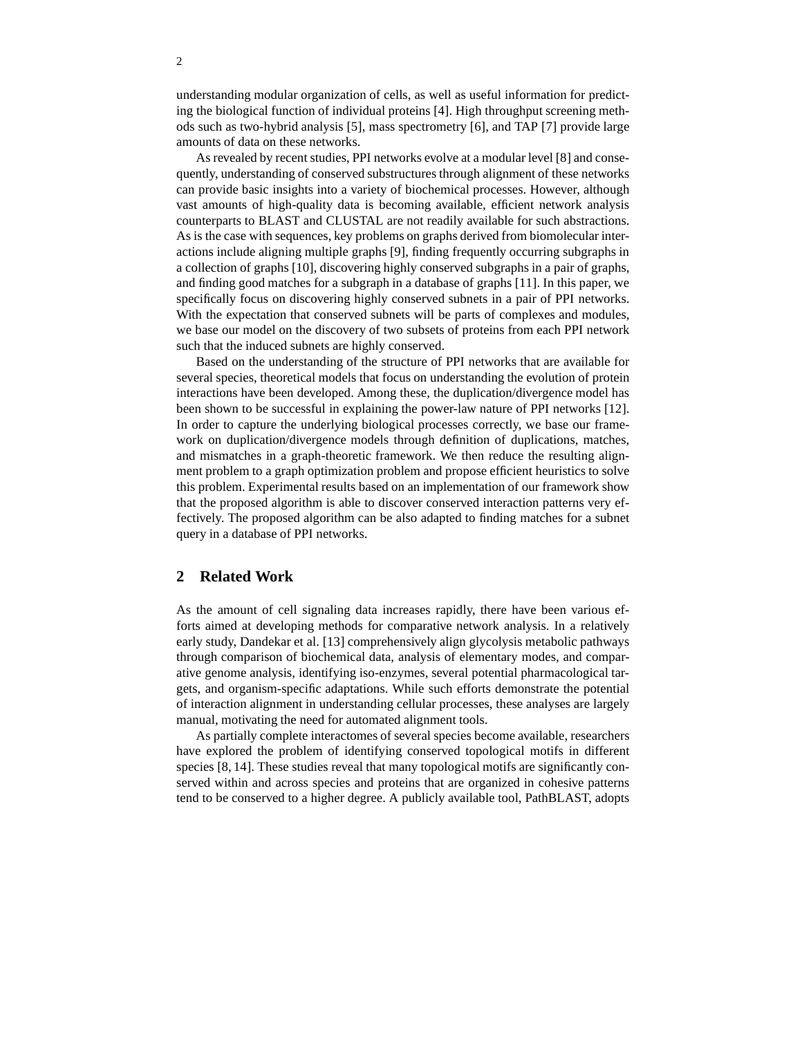understanding modular organization of cells, as well as useful information for predicting the biological function of individual proteins [4]. High throughput screening methods such as two-hybrid analysis [5], mass spectrometry [6], and TAP [7] provide large amounts of data on these networks.

As revealed by recent studies, PPI networks evolve at a modular level [8] and consequently, understanding of conserved substructures through alignment of these networks can provide basic insights into a variety of biochemical processes. However, although vast amounts of high-quality data is becoming available, efficient network analysis counterparts to BLAST and CLUSTAL are not readily available for such abstractions. As is the case with sequences, key problems on graphs derived from biomolecular interactions include aligning multiple graphs [9], finding frequently occurring subgraphs in a collection of graphs [10], discovering highly conserved subgraphs in a pair of graphs, and finding good matches for a subgraph in a database of graphs [11]. In this paper, we specifically focus on discovering highly conserved subnets in a pair of PPI networks. With the expectation that conserved subnets will be parts of complexes and modules, we base our model on the discovery of two subsets of proteins from each PPI network such that the induced subnets are highly conserved.

Based on the understanding of the structure of PPI networks that are available for several species, theoretical models that focus on understanding the evolution of protein interactions have been developed. Among these, the duplication/divergence model has been shown to be successful in explaining the power-law nature of PPI networks [12]. In order to capture the underlying biological processes correctly, we base our framework on duplication/divergence models through definition of duplications, matches, and mismatches in a graph-theoretic framework. We then reduce the resulting alignment problem to a graph optimization problem and propose efficient heuristics to solve this problem. Experimental results based on an implementation of our framework show that the proposed algorithm is able to discover conserved interaction patterns very effectively. The proposed algorithm can be also adapted to finding matches for a subnet query in a database of PPI networks.

## 2 Related Work

As the amount of cell signaling data increases rapidly, there have been various efforts aimed at developing methods for comparative network analysis. In a relatively early study, Dandekar et al. [13] comprehensively align glycolysis metabolic pathways through comparison of biochemical data, analysis of elementary modes, and comparative genome analysis, identifying iso-enzymes, several potential pharmacological targets, and organism-specific adaptations. While such efforts demonstrate the potential of interaction alignment in understanding cellular processes, these analyses are largely manual, motivating the need for automated alignment tools.

As partially complete interactomes of several species become available, researchers have explored the problem of identifying conserved topological motifs in different species [8, 14]. These studies reveal that many topological motifs are significantly conserved within and across species and proteins that are organized in cohesive patterns tend to be conserved to a higher degree. A publicly available tool, PathBLAST, adopts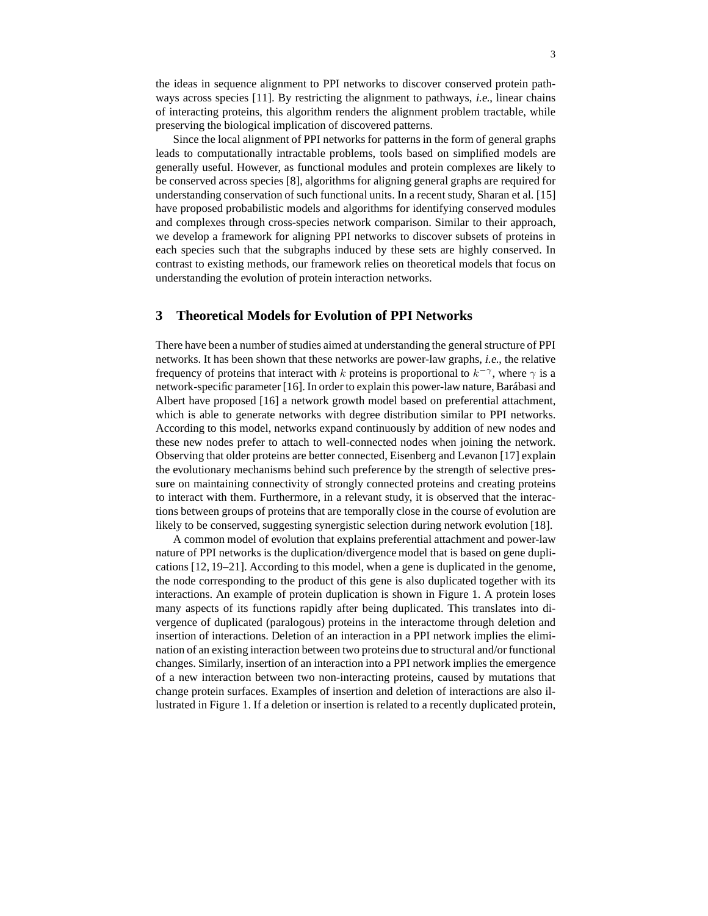the ideas in sequence alignment to PPI networks to discover conserved protein pathways across species [11]. By restricting the alignment to pathways, *i.e.*, linear chains of interacting proteins, this algorithm renders the alignment problem tractable, while preserving the biological implication of discovered patterns.

Since the local alignment of PPI networks for patterns in the form of general graphs leads to computationally intractable problems, tools based on simplified models are generally useful. However, as functional modules and protein complexes are likely to be conserved across species [8], algorithms for aligning general graphs are required for understanding conservation of such functional units. In a recent study, Sharan et al. [15] have proposed probabilistic models and algorithms for identifying conserved modules and complexes through cross-species network comparison. Similar to their approach, we develop a framework for aligning PPI networks to discover subsets of proteins in each species such that the subgraphs induced by these sets are highly conserved. In contrast to existing methods, our framework relies on theoretical models that focus on understanding the evolution of protein interaction networks.

## 3 Theoretical Models for Evolution of PPI Networks

There have been a number of studies aimed at understanding the general structure of PPI networks. It has been shown that these networks are power-law graphs, *i.e.*, the relative frequency of proteins that interact with $k$ proteins is proportional to $k^{-\gamma}$, where $\gamma$ is a network-specific parameter [16]. In order to explain this power-law nature, Barábasi and Albert have proposed [16] a network growth model based on preferential attachment, which is able to generate networks with degree distribution similar to PPI networks. According to this model, networks expand continuously by addition of new nodes and these new nodes prefer to attach to well-connected nodes when joining the network. Observing that older proteins are better connected, Eisenberg and Levanon [17] explain the evolutionary mechanisms behind such preference by the strength of selective pressure on maintaining connectivity of strongly connected proteins and creating proteins to interact with them. Furthermore, in a relevant study, it is observed that the interactions between groups of proteins that are temporally close in the course of evolution are likely to be conserved, suggesting synergistic selection during network evolution [18].

A common model of evolution that explains preferential attachment and power-law nature of PPI networks is the duplication/divergence model that is based on gene duplications [12, 19–21]. According to this model, when a gene is duplicated in the genome, the node corresponding to the product of this gene is also duplicated together with its interactions. An example of protein duplication is shown in Figure 1. A protein loses many aspects of its functions rapidly after being duplicated. This translates into divergence of duplicated (paralogous) proteins in the interactome through deletion and insertion of interactions. Deletion of an interaction in a PPI network implies the elimination of an existing interaction between two proteins due to structural and/or functional changes. Similarly, insertion of an interaction into a PPI network implies the emergence of a new interaction between two non-interacting proteins, caused by mutations that change protein surfaces. Examples of insertion and deletion of interactions are also illustrated in Figure 1. If a deletion or insertion is related to a recently duplicated protein,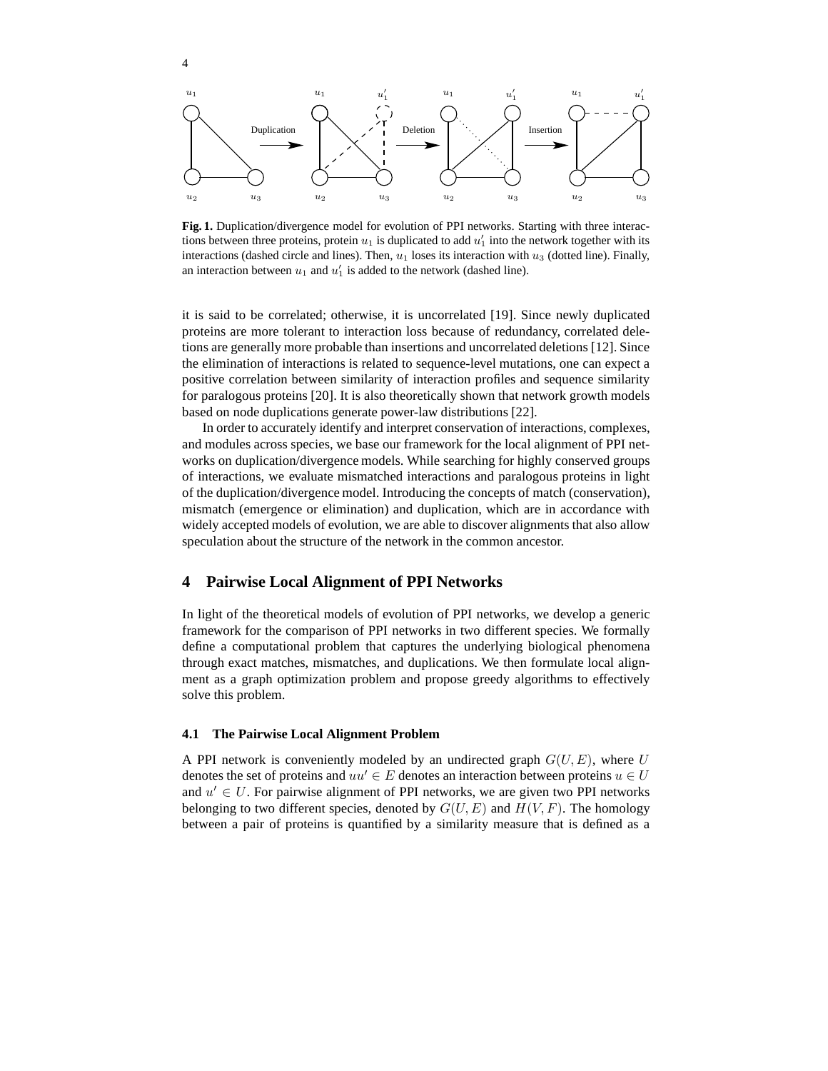**Fig. 1.** Duplication/divergence model for evolution of PPI networks. Starting with three interactions between three proteins, protein $u_1$ is duplicated to add $u_1'$ into the network together with its interactions (dashed circle and lines). Then, $u_1$ loses its interaction with $u_3$ (dotted line). Finally, an interaction between $u_1$ and $u_1'$ is added to the network (dashed line).

it is said to be correlated; otherwise, it is uncorrelated [19]. Since newly duplicated proteins are more tolerant to interaction loss because of redundancy, correlated deletions are generally more probable than insertions and uncorrelated deletions [12]. Since the elimination of interactions is related to sequence-level mutations, one can expect a positive correlation between similarity of interaction profiles and sequence similarity for paralogous proteins [20]. It is also theoretically shown that network growth models based on node duplications generate power-law distributions [22].

In order to accurately identify and interpret conservation of interactions, complexes, and modules across species, we base our framework for the local alignment of PPI networks on duplication/divergence models. While searching for highly conserved groups of interactions, we evaluate mismatched interactions and paralogous proteins in light of the duplication/divergence model. Introducing the concepts of match (conservation), mismatch (emergence or elimination) and duplication, which are in accordance with widely accepted models of evolution, we are able to discover alignments that also allow speculation about the structure of the network in the common ancestor.

## 4 Pairwise Local Alignment of PPI Networks

In light of the theoretical models of evolution of PPI networks, we develop a generic framework for the comparison of PPI networks in two different species. We formally define a computational problem that captures the underlying biological phenomena through exact matches, mismatches, and duplications. We then formulate local alignment as a graph optimization problem and propose greedy algorithms to effectively solve this problem.

### 4.1 The Pairwise Local Alignment Problem

A PPI network is conveniently modeled by an undirected graph $G(U, E)$, where $U$ denotes the set of proteins and $uu' \in E$ denotes an interaction between proteins $u \in U$ and $u' \in U$. For pairwise alignment of PPI networks, we are given two PPI networks belonging to two different species, denoted by $G(U, E)$ and $H(V, F)$. The homology between a pair of proteins is quantified by a similarity measure that is defined as a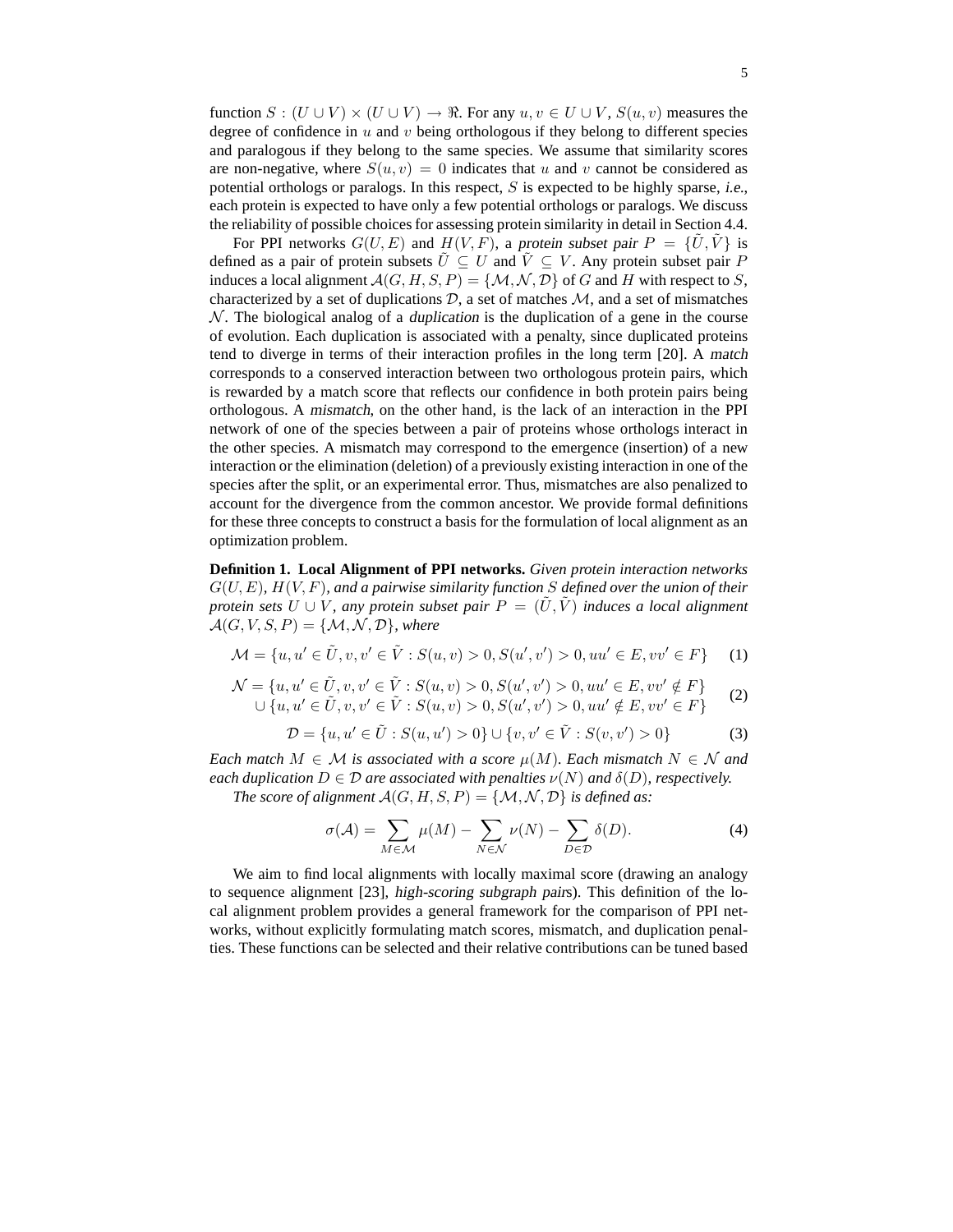function $S : (U \cup V) \times (U \cup V) \rightarrow \Re$. For any $u, v \in U \cup V$, $S(u, v)$ measures the degree of confidence in $u$ and $v$ being orthologous if they belong to different species and paralogous if they belong to the same species. We assume that similarity scores are non-negative, where $S(u, v) = 0$ indicates that $u$ and $v$ cannot be considered as potential orthologs or paralogs. In this respect, $S$ is expected to be highly sparse, *i.e.*, each protein is expected to have only a few potential orthologs or paralogs. We discuss the reliability of possible choices for assessing protein similarity in detail in Section 4.4.

For PPI networks $G(U, E)$ and $H(V, F)$, a *protein subset pair* $P = \{\tilde{U}, \tilde{V}\}$ is defined as a pair of protein subsets $\tilde{U} \subseteq U$ and $\tilde{V} \subseteq V$. Any protein subset pair $P$ induces a local alignment $\mathcal{A}(G, H, S, P) = \{\mathcal{M}, \mathcal{N}, \mathcal{D}\}$ of $G$ and $H$ with respect to $S$, characterized by a set of duplications $\mathcal{D}$, a set of matches $\mathcal{M}$, and a set of mismatches $\mathcal{N}$. The biological analog of a *duplication* is the duplication of a gene in the course of evolution. Each duplication is associated with a penalty, since duplicated proteins tend to diverge in terms of their interaction profiles in the long term [20]. A *match* corresponds to a conserved interaction between two orthologous protein pairs, which is rewarded by a match score that reflects our confidence in both protein pairs being orthologous. A *mismatch*, on the other hand, is the lack of an interaction in the PPI network of one of the species between a pair of proteins whose orthologs interact in the other species. A mismatch may correspond to the emergence (insertion) of a new interaction or the elimination (deletion) of a previously existing interaction in one of the species after the split, or an experimental error. Thus, mismatches are also penalized to account for the divergence from the common ancestor. We provide formal definitions for these three concepts to construct a basis for the formulation of local alignment as an optimization problem.

**Definition 1. Local Alignment of PPI networks.** *Given protein interaction networks $G(U, E)$, $H(V, F)$, and a pairwise similarity function $S$ defined over the union of their protein sets $U \cup V$, any protein subset pair $P = (\tilde{U}, \tilde{V})$ induces a local alignment $\mathcal{A}(G, V, S, P) = \{\mathcal{M}, \mathcal{N}, \mathcal{D}\}$, where*

$$\mathcal{M} = \{u, u' \in \tilde{U}, v, v' \in \tilde{V} : S(u, v) > 0, S(u', v') > 0, uu' \in E, vv' \in F\} \tag{1}$$

$$\begin{aligned} \mathcal{N} = &\{u, u' \in \tilde{U}, v, v' \in \tilde{V} : S(u, v) > 0, S(u', v') > 0, uu' \in E, vv' \notin F\} \\ \cup &\{u, u' \in \tilde{U}, v, v' \in \tilde{V} : S(u, v) > 0, S(u', v') > 0, uu' \notin E, vv' \in F\} \end{aligned} \tag{2}$$

$$\mathcal{D} = \{u, u' \in \tilde{U} : S(u, u') > 0\} \cup \{v, v' \in \tilde{V} : S(v, v') > 0\} \tag{3}$$

*Each match $M \in \mathcal{M}$ is associated with a score $\mu(M)$. Each mismatch $N \in \mathcal{N}$ and each duplication $D \in \mathcal{D}$ are associated with penalties $\nu(N)$ and $\delta(D)$, respectively.*

*The score of alignment $\mathcal{A}(G, H, S, P) = \{\mathcal{M}, \mathcal{N}, \mathcal{D}\}$ is defined as:*

$$\sigma(\mathcal{A}) = \sum_{M \in \mathcal{M}} \mu(M) - \sum_{N \in \mathcal{N}} \nu(N) - \sum_{D \in \mathcal{D}} \delta(D). \tag{4}$$

We aim to find local alignments with locally maximal score (drawing an analogy to sequence alignment [23], *high-scoring subgraph pairs*). This definition of the local alignment problem provides a general framework for the comparison of PPI networks, without explicitly formulating match scores, mismatch, and duplication penalties. These functions can be selected and their relative contributions can be tuned based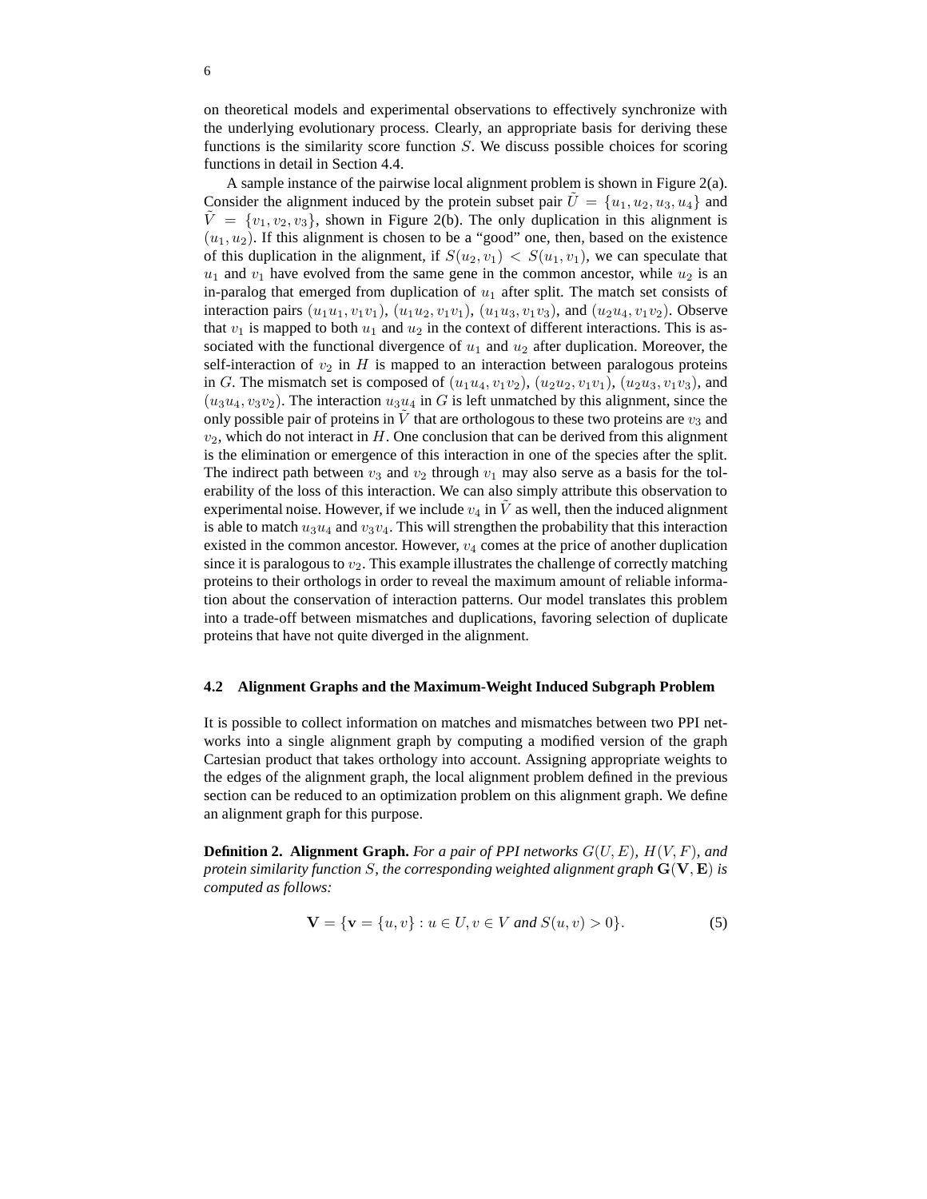on theoretical models and experimental observations to effectively synchronize with the underlying evolutionary process. Clearly, an appropriate basis for deriving these functions is the similarity score function $S$. We discuss possible choices for scoring functions in detail in Section 4.4.

A sample instance of the pairwise local alignment problem is shown in Figure 2(a). Consider the alignment induced by the protein subset pair $\tilde{U} = \{u_1, u_2, u_3, u_4\}$ and $\tilde{V} = \{v_1, v_2, v_3\}$, shown in Figure 2(b). The only duplication in this alignment is $(u_1, u_2)$. If this alignment is chosen to be a "good" one, then, based on the existence of this duplication in the alignment, if $S(u_2, v_1) < S(u_1, v_1)$, we can speculate that $u_1$ and $v_1$ have evolved from the same gene in the common ancestor, while $u_2$ is an in-paralog that emerged from duplication of $u_1$ after split. The match set consists of interaction pairs $(u_1u_1, v_1v_1)$, $(u_1u_2, v_1v_1)$, $(u_1u_3, v_1v_3)$, and $(u_2u_4, v_1v_2)$. Observe that $v_1$ is mapped to both $u_1$ and $u_2$ in the context of different interactions. This is associated with the functional divergence of $u_1$ and $u_2$ after duplication. Moreover, the self-interaction of $v_2$ in $H$ is mapped to an interaction between paralogous proteins in $G$. The mismatch set is composed of $(u_1u_4, v_1v_2)$, $(u_2u_2, v_1v_1)$, $(u_2u_3, v_1v_3)$, and $(u_3u_4, v_3v_2)$. The interaction $u_3u_4$ in $G$ is left unmatched by this alignment, since the only possible pair of proteins in $\tilde{V}$ that are orthologous to these two proteins are $v_3$ and $v_2$, which do not interact in $H$. One conclusion that can be derived from this alignment is the elimination or emergence of this interaction in one of the species after the split. The indirect path between $v_3$ and $v_2$ through $v_1$ may also serve as a basis for the tolerability of the loss of this interaction. We can also simply attribute this observation to experimental noise. However, if we include $v_4$ in $\tilde{V}$ as well, then the induced alignment is able to match $u_3u_4$ and $v_3v_4$. This will strengthen the probability that this interaction existed in the common ancestor. However, $v_4$ comes at the price of another duplication since it is paralogous to $v_2$. This example illustrates the challenge of correctly matching proteins to their orthologs in order to reveal the maximum amount of reliable information about the conservation of interaction patterns. Our model translates this problem into a trade-off between mismatches and duplications, favoring selection of duplicate proteins that have not quite diverged in the alignment.

### 4.2 Alignment Graphs and the Maximum-Weight Induced Subgraph Problem

It is possible to collect information on matches and mismatches between two PPI networks into a single alignment graph by computing a modified version of the graph Cartesian product that takes orthology into account. Assigning appropriate weights to the edges of the alignment graph, the local alignment problem defined in the previous section can be reduced to an optimization problem on this alignment graph. We define an alignment graph for this purpose.

**Definition 2. Alignment Graph.** *For a pair of PPI networks $G(U, E)$, $H(V, F)$, and protein similarity function $S$, the corresponding weighted alignment graph $\mathbf{G}(\mathbf{V}, \mathbf{E})$ is computed as follows:*

$$\mathbf{V} = \{\mathbf{v} = \{u, v\} : u \in U, v \in V \text{ and } S(u, v) > 0\}. \tag{5}$$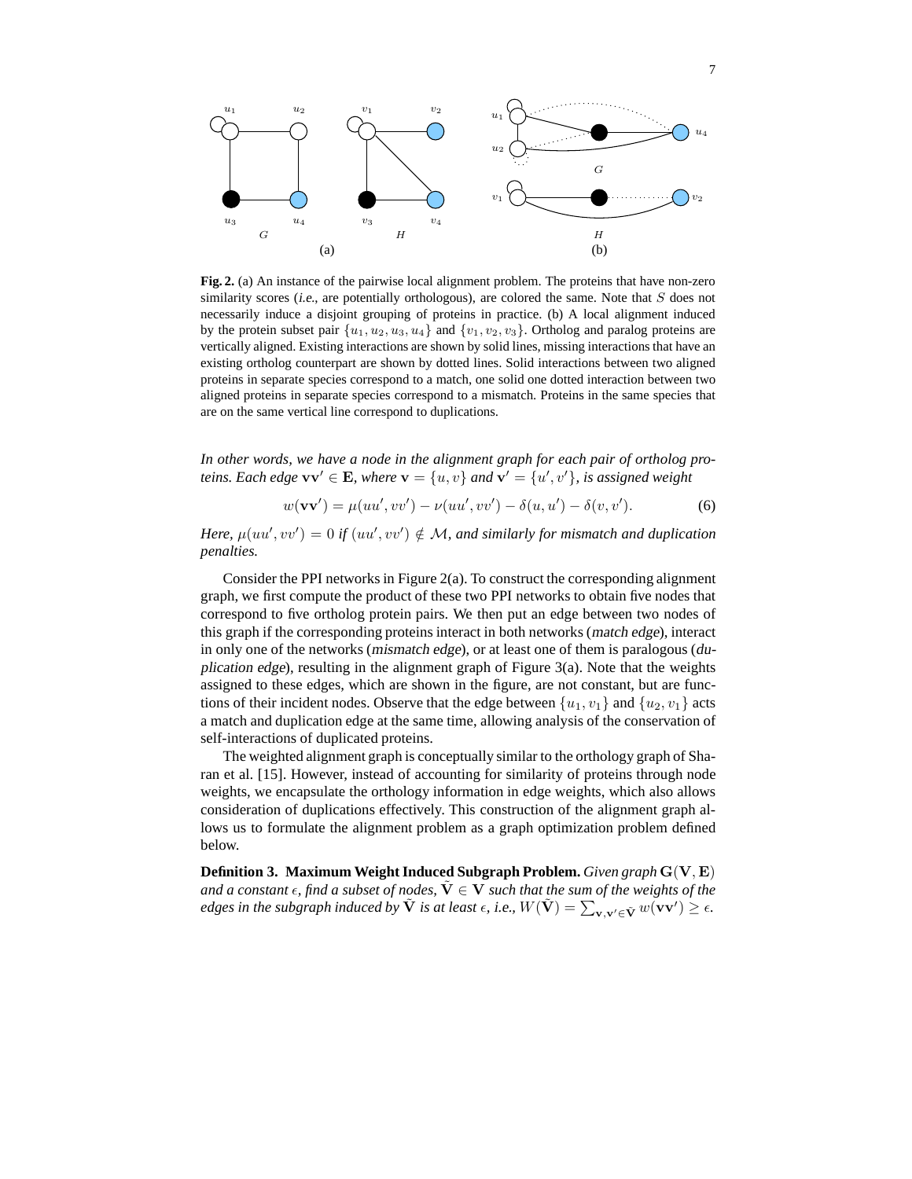**Fig. 2.** (a) An instance of the pairwise local alignment problem. The proteins that have non-zero similarity scores (*i.e.*, are potentially orthologous), are colored the same. Note that $S$ does not necessarily induce a disjoint grouping of proteins in practice. (b) A local alignment induced by the protein subset pair $\{u_1, u_2, u_3, u_4\}$ and $\{v_1, v_2, v_3\}$. Ortholog and paralog proteins are vertically aligned. Existing interactions are shown by solid lines, missing interactions that have an existing ortholog counterpart are shown by dotted lines. Solid interactions between two aligned proteins in separate species correspond to a match, one solid one dotted interaction between two aligned proteins in separate species correspond to a mismatch. Proteins in the same species that are on the same vertical line correspond to duplications.

*In other words, we have a node in the alignment graph for each pair of ortholog proteins. Each edge* $\mathbf{v}\mathbf{v}' \in \mathbf{E}$*, where* $\mathbf{v} = \{u, v\}$ *and* $\mathbf{v}' = \{u', v'\}$*, is assigned weight*

$$w(\mathbf{v}\mathbf{v}') = \mu(uu', vv') - \nu(uu', vv') - \delta(u, u') - \delta(v, v'). \tag{6}$$

*Here,* $\mu(uu', vv') = 0$ *if* $(uu', vv') \notin \mathcal{M}$*, and similarly for mismatch and duplication penalties.*

Consider the PPI networks in Figure 2(a). To construct the corresponding alignment graph, we first compute the product of these two PPI networks to obtain five nodes that correspond to five ortholog protein pairs. We then put an edge between two nodes of this graph if the corresponding proteins interact in both networks (*match edge*), interact in only one of the networks (*mismatch edge*), or at least one of them is paralogous (*duplication edge*), resulting in the alignment graph of Figure 3(a). Note that the weights assigned to these edges, which are shown in the figure, are not constant, but are functions of their incident nodes. Observe that the edge between $\{u_1, v_1\}$ and $\{u_2, v_1\}$ acts a match and duplication edge at the same time, allowing analysis of the conservation of self-interactions of duplicated proteins.

The weighted alignment graph is conceptually similar to the orthology graph of Sharan et al. [15]. However, instead of accounting for similarity of proteins through node weights, we encapsulate the orthology information in edge weights, which also allows consideration of duplications effectively. This construction of the alignment graph allows us to formulate the alignment problem as a graph optimization problem defined below.

**Definition 3. Maximum Weight Induced Subgraph Problem.** *Given graph* $\mathbf{G}(\mathbf{V}, \mathbf{E})$ *and a constant* $\epsilon$*, find a subset of nodes,* $\tilde{\mathbf{V}} \in \mathbf{V}$ *such that the sum of the weights of the edges in the subgraph induced by* $\tilde{\mathbf{V}}$ *is at least* $\epsilon$*, i.e.,* $W(\tilde{\mathbf{V}}) = \sum_{\mathbf{v},\mathbf{v}' \in \tilde{\mathbf{V}}} w(\mathbf{v}\mathbf{v}') \geq \epsilon$.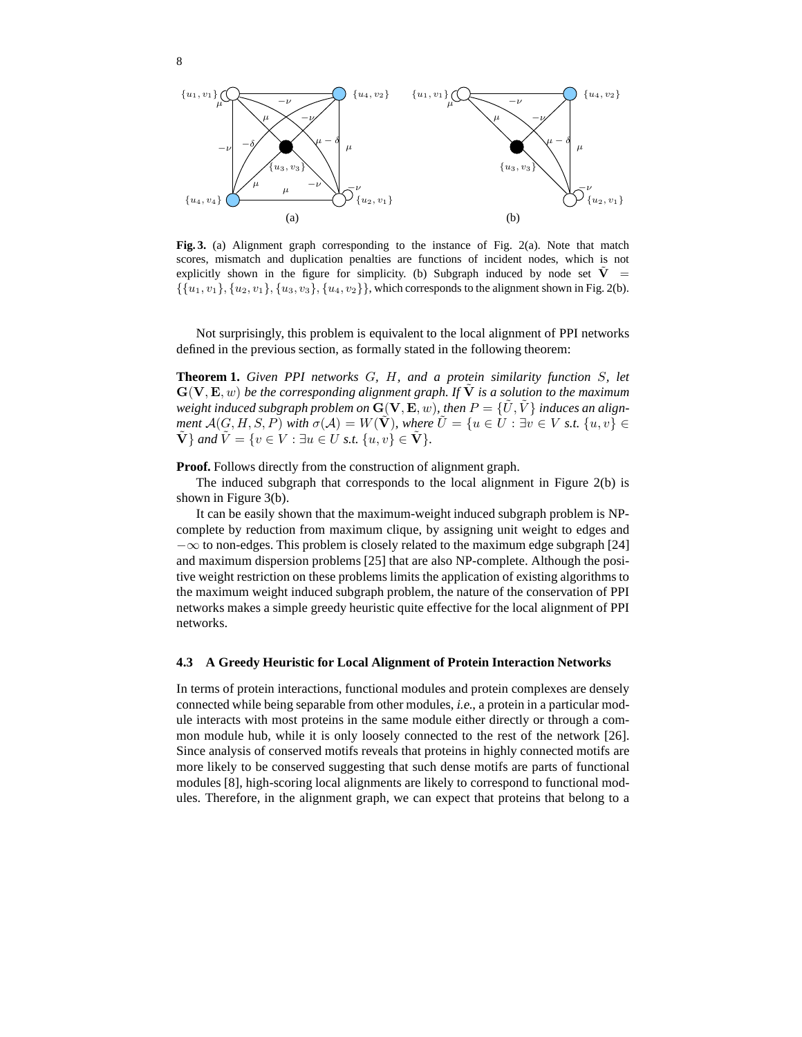**Fig. 3.** (a) Alignment graph corresponding to the instance of Fig. 2(a). Note that match scores, mismatch and duplication penalties are functions of incident nodes, which is not explicitly shown in the figure for simplicity. (b) Subgraph induced by node set $\tilde{\mathbf{V}} = \{\{u_1, v_1\}, \{u_2, v_1\}, \{u_3, v_3\}, \{u_4, v_2\}\}$, which corresponds to the alignment shown in Fig. 2(b).

Not surprisingly, this problem is equivalent to the local alignment of PPI networks defined in the previous section, as formally stated in the following theorem:

**Theorem 1.** *Given PPI networks $G$, $H$, and a protein similarity function $S$, let $\mathbf{G}(\mathbf{V}, \mathbf{E}, w)$ be the corresponding alignment graph. If $\tilde{\mathbf{V}}$ is a solution to the maximum weight induced subgraph problem on $\mathbf{G}(\mathbf{V}, \mathbf{E}, w)$, then $P = \{\tilde{U}, \tilde{V}\}$ induces an alignment $\mathcal{A}(G, H, S, P)$ with $\sigma(\mathcal{A}) = W(\tilde{\mathbf{V}})$, where $\tilde{U} = \{u \in U : \exists v \in V \text{ s.t. } \{u, v\} \in \tilde{\mathbf{V}}\}$ and $\tilde{V} = \{v \in V : \exists u \in U \text{ s.t. } \{u, v\} \in \tilde{\mathbf{V}}\}$.*

**Proof.** Follows directly from the construction of alignment graph.

The induced subgraph that corresponds to the local alignment in Figure 2(b) is shown in Figure 3(b).

It can be easily shown that the maximum-weight induced subgraph problem is NP-complete by reduction from maximum clique, by assigning unit weight to edges and $-\infty$ to non-edges. This problem is closely related to the maximum edge subgraph [24] and maximum dispersion problems [25] that are also NP-complete. Although the positive weight restriction on these problems limits the application of existing algorithms to the maximum weight induced subgraph problem, the nature of the conservation of PPI networks makes a simple greedy heuristic quite effective for the local alignment of PPI networks.

### 4.3 A Greedy Heuristic for Local Alignment of Protein Interaction Networks

In terms of protein interactions, functional modules and protein complexes are densely connected while being separable from other modules, *i.e.*, a protein in a particular module interacts with most proteins in the same module either directly or through a common module hub, while it is only loosely connected to the rest of the network [26]. Since analysis of conserved motifs reveals that proteins in highly connected motifs are more likely to be conserved suggesting that such dense motifs are parts of functional modules [8], high-scoring local alignments are likely to correspond to functional modules. Therefore, in the alignment graph, we can expect that proteins that belong to a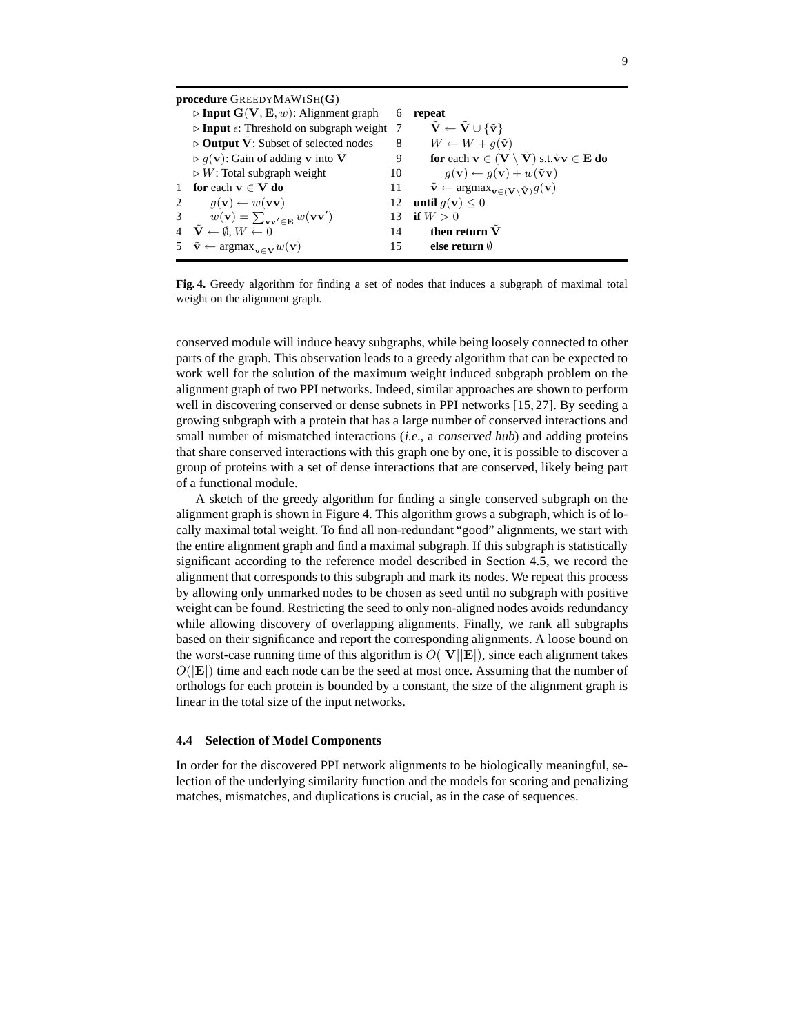```
procedure GreedyMaWiSh(G)
  ▷ Input G(V, E, w): Alignment graph
  ▷ Input ε: Threshold on subgraph weight
  ▷ Output Ṽ: Subset of selected nodes
  ▷ g(v): Gain of adding v into Ṽ
  ▷ W: Total subgraph weight
1  for each v ∈ V do
2      g(v) ← w(vv)
3      w(v) = Σ_{vv' ∈ E} w(vv')
4  Ṽ ← ∅, W ← 0
5  ṽ ← argmax_{v ∈ V} w(v)
6  repeat
7      Ṽ ← Ṽ ∪ {ṽ}
8      W ← W + g(ṽ)
9      for each v ∈ (V \ Ṽ) s.t. ṽv ∈ E do
10         g(v) ← g(v) + w(ṽv)
11     ṽ ← argmax_{v ∈ (V \ Ṽ)} g(v)
12 until g(v) ≤ 0
13 if W > 0
14     then return Ṽ
15     else return ∅
```

**Fig. 4.** Greedy algorithm for finding a set of nodes that induces a subgraph of maximal total weight on the alignment graph.

conserved module will induce heavy subgraphs, while being loosely connected to other parts of the graph. This observation leads to a greedy algorithm that can be expected to work well for the solution of the maximum weight induced subgraph problem on the alignment graph of two PPI networks. Indeed, similar approaches are shown to perform well in discovering conserved or dense subnets in PPI networks [15, 27]. By seeding a growing subgraph with a protein that has a large number of conserved interactions and small number of mismatched interactions (*i.e.*, a *conserved hub*) and adding proteins that share conserved interactions with this graph one by one, it is possible to discover a group of proteins with a set of dense interactions that are conserved, likely being part of a functional module.

A sketch of the greedy algorithm for finding a single conserved subgraph on the alignment graph is shown in Figure 4. This algorithm grows a subgraph, which is of locally maximal total weight. To find all non-redundant "good" alignments, we start with the entire alignment graph and find a maximal subgraph. If this subgraph is statistically significant according to the reference model described in Section 4.5, we record the alignment that corresponds to this subgraph and mark its nodes. We repeat this process by allowing only unmarked nodes to be chosen as seed until no subgraph with positive weight can be found. Restricting the seed to only non-aligned nodes avoids redundancy while allowing discovery of overlapping alignments. Finally, we rank all subgraphs based on their significance and report the corresponding alignments. A loose bound on the worst-case running time of this algorithm is $O(|\mathbf{V}||\mathbf{E}|)$, since each alignment takes $O(|\mathbf{E}|)$ time and each node can be the seed at most once. Assuming that the number of orthologs for each protein is bounded by a constant, the size of the alignment graph is linear in the total size of the input networks.

### 4.4 Selection of Model Components

In order for the discovered PPI network alignments to be biologically meaningful, selection of the underlying similarity function and the models for scoring and penalizing matches, mismatches, and duplications is crucial, as in the case of sequences.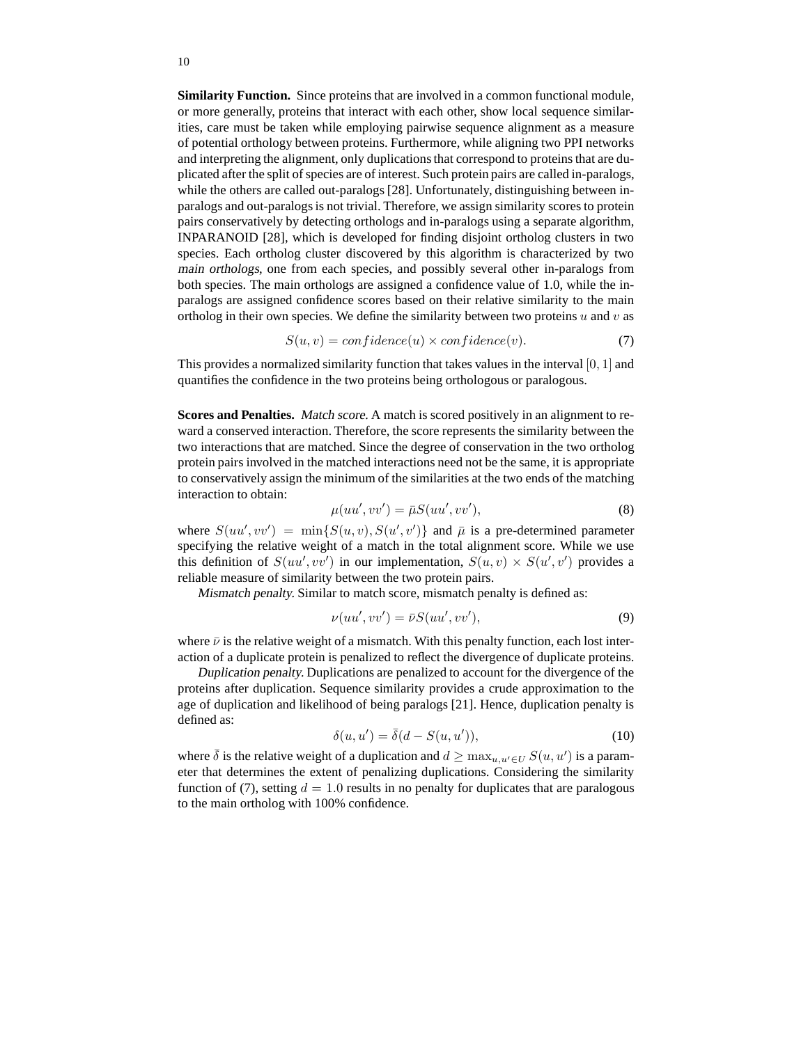**Similarity Function.** Since proteins that are involved in a common functional module, or more generally, proteins that interact with each other, show local sequence similarities, care must be taken while employing pairwise sequence alignment as a measure of potential orthology between proteins. Furthermore, while aligning two PPI networks and interpreting the alignment, only duplications that correspond to proteins that are duplicated after the split of species are of interest. Such protein pairs are called in-paralogs, while the others are called out-paralogs [28]. Unfortunately, distinguishing between in-paralogs and out-paralogs is not trivial. Therefore, we assign similarity scores to protein pairs conservatively by detecting orthologs and in-paralogs using a separate algorithm, INPARANOID [28], which is developed for finding disjoint ortholog clusters in two species. Each ortholog cluster discovered by this algorithm is characterized by two *main orthologs*, one from each species, and possibly several other in-paralogs from both species. The main orthologs are assigned a confidence value of 1.0, while the in-paralogs are assigned confidence scores based on their relative similarity to the main ortholog in their own species. We define the similarity between two proteins $u$ and $v$ as

$$S(u, v) = confidence(u) \times confidence(v). \tag{7}$$

This provides a normalized similarity function that takes values in the interval $[0, 1]$ and quantifies the confidence in the two proteins being orthologous or paralogous.

**Scores and Penalties.** *Match score.* A match is scored positively in an alignment to reward a conserved interaction. Therefore, the score represents the similarity between the two interactions that are matched. Since the degree of conservation in the two ortholog protein pairs involved in the matched interactions need not be the same, it is appropriate to conservatively assign the minimum of the similarities at the two ends of the matching interaction to obtain:

$$\mu(uu', vv') = \bar{\mu} S(uu', vv'), \tag{8}$$

where $S(uu', vv') = \min\{S(u, v), S(u', v')\}$ and $\bar{\mu}$ is a pre-determined parameter specifying the relative weight of a match in the total alignment score. While we use this definition of $S(uu', vv')$ in our implementation, $S(u, v) \times S(u', v')$ provides a reliable measure of similarity between the two protein pairs.

*Mismatch penalty.* Similar to match score, mismatch penalty is defined as:

$$\nu(uu', vv') = \bar{\nu} S(uu', vv'), \tag{9}$$

where $\bar{\nu}$ is the relative weight of a mismatch. With this penalty function, each lost interaction of a duplicate protein is penalized to reflect the divergence of duplicate proteins.

*Duplication penalty.* Duplications are penalized to account for the divergence of the proteins after duplication. Sequence similarity provides a crude approximation to the age of duplication and likelihood of being paralogs [21]. Hence, duplication penalty is defined as:

$$\delta(u, u') = \bar{\delta}(d - S(u, u')), \tag{10}$$

where $\bar{\delta}$ is the relative weight of a duplication and $d \geq \max_{u,u' \in U} S(u, u')$ is a parameter that determines the extent of penalizing duplications. Considering the similarity function of (7), setting $d = 1.0$ results in no penalty for duplicates that are paralogous to the main ortholog with 100% confidence.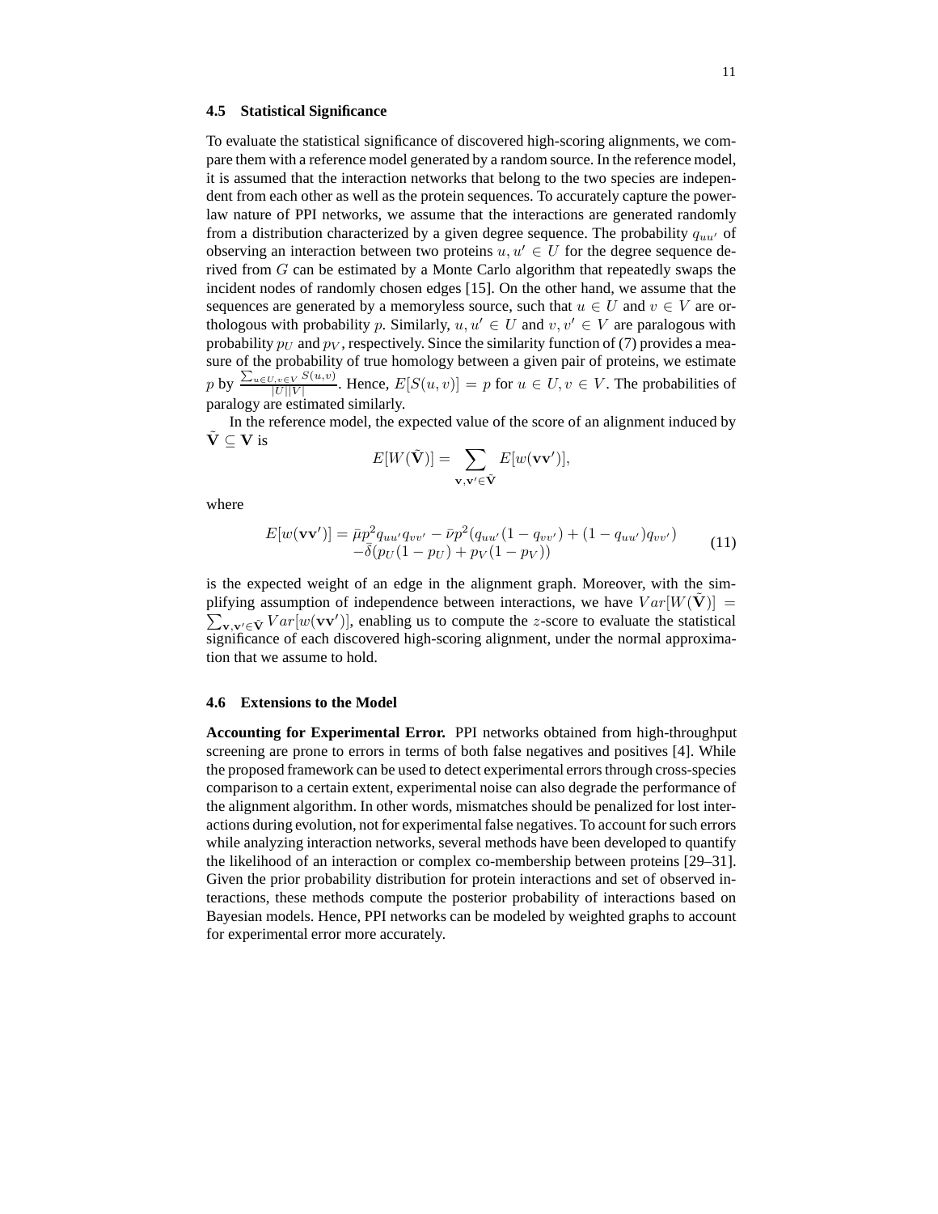### 4.5 Statistical Significance

To evaluate the statistical significance of discovered high-scoring alignments, we compare them with a reference model generated by a random source. In the reference model, it is assumed that the interaction networks that belong to the two species are independent from each other as well as the protein sequences. To accurately capture the power-law nature of PPI networks, we assume that the interactions are generated randomly from a distribution characterized by a given degree sequence. The probability $q_{uu'}$ of observing an interaction between two proteins $u, u' \in U$ for the degree sequence derived from $G$ can be estimated by a Monte Carlo algorithm that repeatedly swaps the incident nodes of randomly chosen edges [15]. On the other hand, we assume that the sequences are generated by a memoryless source, such that $u \in U$ and $v \in V$ are orthologous with probability $p$. Similarly, $u, u' \in U$ and $v, v' \in V$ are paralogous with probability $p_U$ and $p_V$, respectively. Since the similarity function of (7) provides a measure of the probability of true homology between a given pair of proteins, we estimate $p$ by $\frac{\sum_{u \in U, v \in V} S(u,v)}{|U||V|}$. Hence, $E[S(u,v)] = p$ for $u \in U, v \in V$. The probabilities of paralogy are estimated similarly.

In the reference model, the expected value of the score of an alignment induced by $\tilde{\mathbf{V}} \subseteq \mathbf{V}$ is

$$E[W(\tilde{\mathbf{V}})] = \sum_{\mathbf{v}, \mathbf{v'} \in \tilde{\mathbf{V}}} E[w(\mathbf{vv'})],$$

where

$$\begin{aligned} E[w(\mathbf{vv'})] = \bar{\mu} p^2 q_{uu'} q_{vv'} - \bar{\nu} p^2 (q_{uu'}(1 - q_{vv'}) + (1 - q_{uu'}) q_{vv'}) \\ - \bar{\delta}(p_U(1 - p_U) + p_V(1 - p_V)) \end{aligned} \tag{11}$$

is the expected weight of an edge in the alignment graph. Moreover, with the simplifying assumption of independence between interactions, we have $Var[W(\tilde{\mathbf{V}})] = \sum_{\mathbf{v}, \mathbf{v'} \in \tilde{\mathbf{V}}} Var[w(\mathbf{vv'})]$, enabling us to compute the $z$-score to evaluate the statistical significance of each discovered high-scoring alignment, under the normal approximation that we assume to hold.

### 4.6 Extensions to the Model

**Accounting for Experimental Error.** PPI networks obtained from high-throughput screening are prone to errors in terms of both false negatives and positives [4]. While the proposed framework can be used to detect experimental errors through cross-species comparison to a certain extent, experimental noise can also degrade the performance of the alignment algorithm. In other words, mismatches should be penalized for lost interactions during evolution, not for experimental false negatives. To account for such errors while analyzing interaction networks, several methods have been developed to quantify the likelihood of an interaction or complex co-membership between proteins [29–31]. Given the prior probability distribution for protein interactions and set of observed interactions, these methods compute the posterior probability of interactions based on Bayesian models. Hence, PPI networks can be modeled by weighted graphs to account for experimental error more accurately.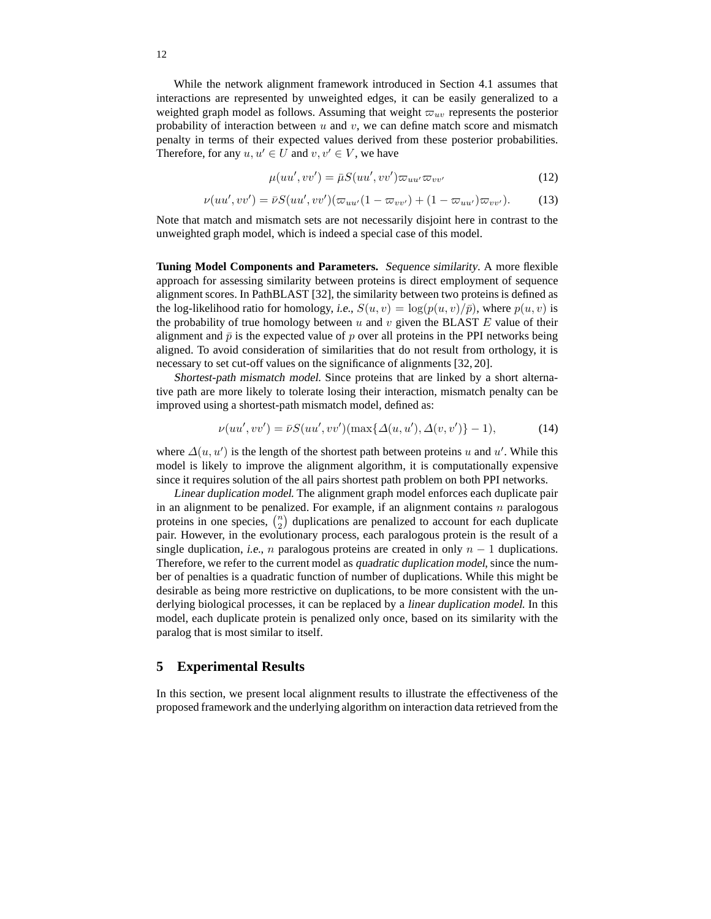While the network alignment framework introduced in Section 4.1 assumes that interactions are represented by unweighted edges, it can be easily generalized to a weighted graph model as follows. Assuming that weight $\varpi_{uv}$ represents the posterior probability of interaction between $u$ and $v$, we can define match score and mismatch penalty in terms of their expected values derived from these posterior probabilities. Therefore, for any $u, u' \in U$ and $v, v' \in V$, we have

$$\mu(uu', vv') = \bar{\mu} S(uu', vv') \varpi_{uu'} \varpi_{vv'} \tag{12}$$

$$\nu(uu', vv') = \bar{\nu} S(uu', vv')(\varpi_{uu'}(1 - \varpi_{vv'}) + (1 - \varpi_{uu'})\varpi_{vv'}). \tag{13}$$

Note that match and mismatch sets are not necessarily disjoint here in contrast to the unweighted graph model, which is indeed a special case of this model.

**Tuning Model Components and Parameters.** *Sequence similarity.* A more flexible approach for assessing similarity between proteins is direct employment of sequence alignment scores. In PathBLAST [32], the similarity between two proteins is defined as the log-likelihood ratio for homology, *i.e.,* $S(u, v) = \log(p(u, v)/\bar{p})$, where $p(u, v)$ is the probability of true homology between $u$ and $v$ given the BLAST $E$ value of their alignment and $\bar{p}$ is the expected value of $p$ over all proteins in the PPI networks being aligned. To avoid consideration of similarities that do not result from orthology, it is necessary to set cut-off values on the significance of alignments [32, 20].

*Shortest-path mismatch model.* Since proteins that are linked by a short alternative path are more likely to tolerate losing their interaction, mismatch penalty can be improved using a shortest-path mismatch model, defined as:

$$\nu(uu', vv') = \bar{\nu} S(uu', vv')(\max\{\Delta(u, u'), \Delta(v, v')\} - 1), \tag{14}$$

where $\Delta(u, u')$ is the length of the shortest path between proteins $u$ and $u'$. While this model is likely to improve the alignment algorithm, it is computationally expensive since it requires solution of the all pairs shortest path problem on both PPI networks.

*Linear duplication model.* The alignment graph model enforces each duplicate pair in an alignment to be penalized. For example, if an alignment contains $n$ paralogous proteins in one species, $\binom{n}{2}$ duplications are penalized to account for each duplicate pair. However, in the evolutionary process, each paralogous protein is the result of a single duplication, *i.e.,* $n$ paralogous proteins are created in only $n - 1$ duplications. Therefore, we refer to the current model as *quadratic duplication model*, since the number of penalties is a quadratic function of number of duplications. While this might be desirable as being more restrictive on duplications, to be more consistent with the underlying biological processes, it can be replaced by a *linear duplication model*. In this model, each duplicate protein is penalized only once, based on its similarity with the paralog that is most similar to itself.

## 5 Experimental Results

In this section, we present local alignment results to illustrate the effectiveness of the proposed framework and the underlying algorithm on interaction data retrieved from the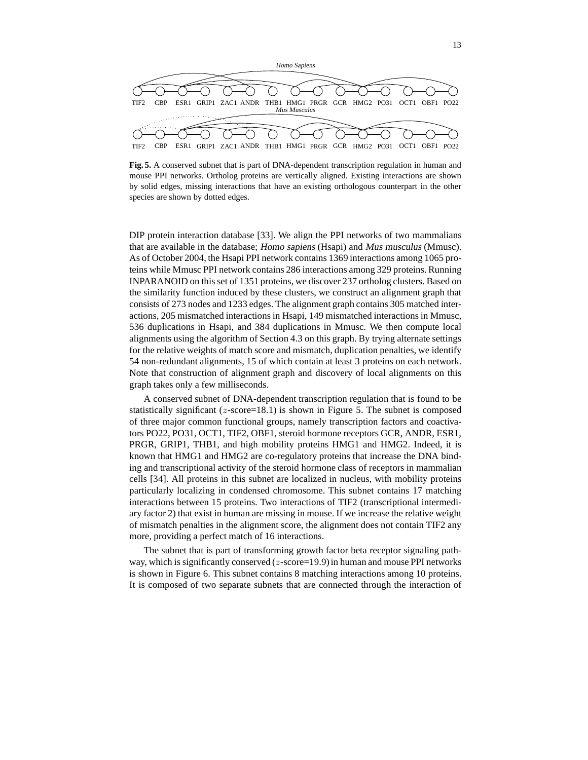**Fig. 5.** A conserved subnet that is part of DNA-dependent transcription regulation in human and mouse PPI networks. Ortholog proteins are vertically aligned. Existing interactions are shown by solid edges, missing interactions that have an existing orthologous counterpart in the other species are shown by dotted edges.

DIP protein interaction database [33]. We align the PPI networks of two mammalians that are available in the database; *Homo sapiens* (Hsapi) and *Mus musculus* (Mmusc). As of October 2004, the Hsapi PPI network contains 1369 interactions among 1065 proteins while Mmusc PPI network contains 286 interactions among 329 proteins. Running INPARANOID on this set of 1351 proteins, we discover 237 ortholog clusters. Based on the similarity function induced by these clusters, we construct an alignment graph that consists of 273 nodes and 1233 edges. The alignment graph contains 305 matched interactions, 205 mismatched interactions in Hsapi, 149 mismatched interactions in Mmusc, 536 duplications in Hsapi, and 384 duplications in Mmusc. We then compute local alignments using the algorithm of Section 4.3 on this graph. By trying alternate settings for the relative weights of match score and mismatch, duplication penalties, we identify 54 non-redundant alignments, 15 of which contain at least 3 proteins on each network. Note that construction of alignment graph and discovery of local alignments on this graph takes only a few milliseconds.

A conserved subnet of DNA-dependent transcription regulation that is found to be statistically significant ($z$-score=18.1) is shown in Figure 5. The subnet is composed of three major common functional groups, namely transcription factors and coactivators PO22, PO31, OCT1, TIF2, OBF1, steroid hormone receptors GCR, ANDR, ESR1, PRGR, GRIP1, THB1, and high mobility proteins HMG1 and HMG2. Indeed, it is known that HMG1 and HMG2 are co-regulatory proteins that increase the DNA binding and transcriptional activity of the steroid hormone class of receptors in mammalian cells [34]. All proteins in this subnet are localized in nucleus, with mobility proteins particularly localizing in condensed chromosome. This subnet contains 17 matching interactions between 15 proteins. Two interactions of TIF2 (transcriptional intermediary factor 2) that exist in human are missing in mouse. If we increase the relative weight of mismatch penalties in the alignment score, the alignment does not contain TIF2 any more, providing a perfect match of 16 interactions.

The subnet that is part of transforming growth factor beta receptor signaling pathway, which is significantly conserved ($z$-score=19.9) in human and mouse PPI networks is shown in Figure 6. This subnet contains 8 matching interactions among 10 proteins. It is composed of two separate subnets that are connected through the interaction of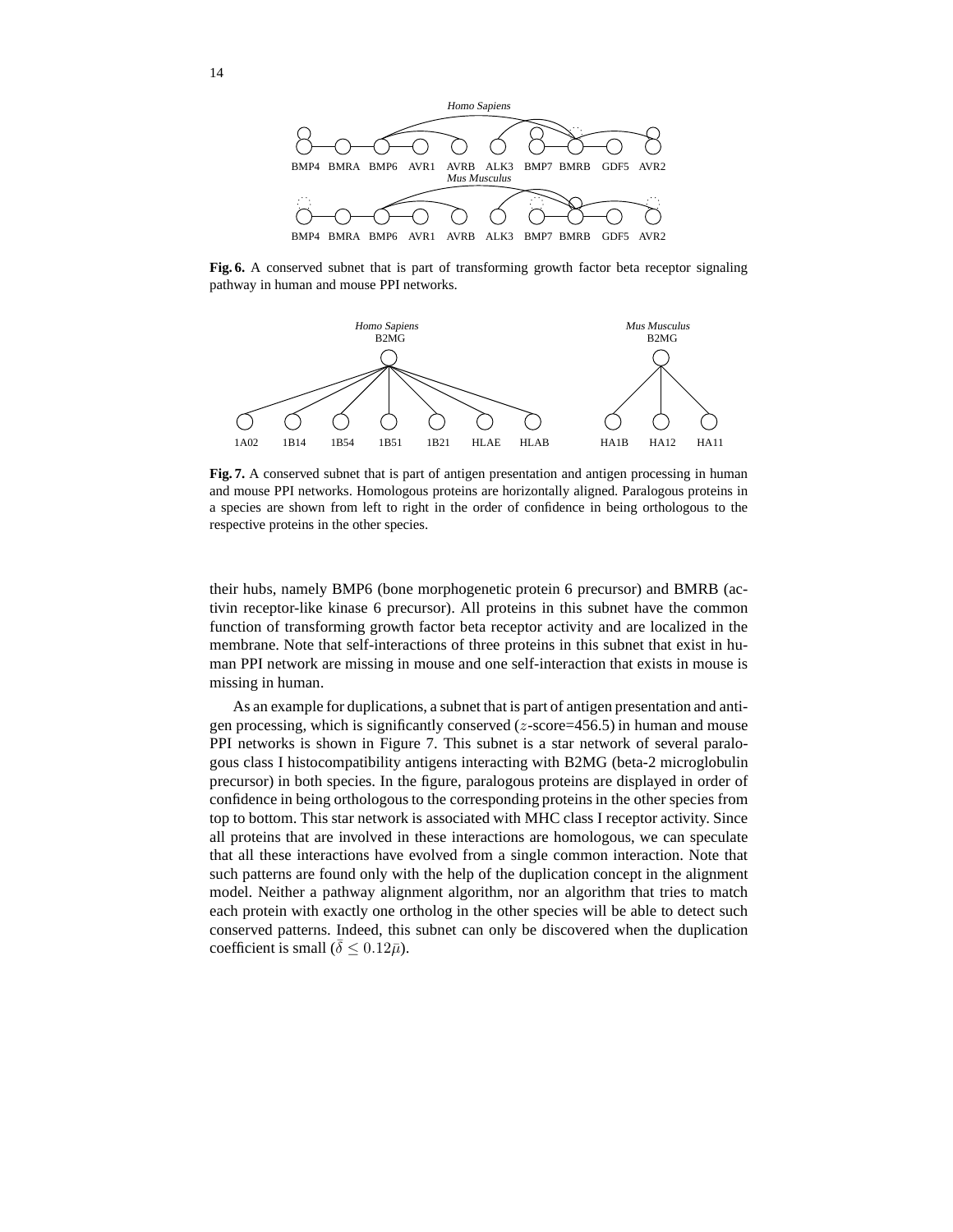**Fig. 6.** A conserved subnet that is part of transforming growth factor beta receptor signaling pathway in human and mouse PPI networks.

**Fig. 7.** A conserved subnet that is part of antigen presentation and antigen processing in human and mouse PPI networks. Homologous proteins are horizontally aligned. Paralogous proteins in a species are shown from left to right in the order of confidence in being orthologous to the respective proteins in the other species.

their hubs, namely BMP6 (bone morphogenetic protein 6 precursor) and BMRB (activin receptor-like kinase 6 precursor). All proteins in this subnet have the common function of transforming growth factor beta receptor activity and are localized in the membrane. Note that self-interactions of three proteins in this subnet that exist in human PPI network are missing in mouse and one self-interaction that exists in mouse is missing in human.

As an example for duplications, a subnet that is part of antigen presentation and antigen processing, which is significantly conserved ($z$-score=456.5) in human and mouse PPI networks is shown in Figure 7. This subnet is a star network of several paralogous class I histocompatibility antigens interacting with B2MG (beta-2 microglobulin precursor) in both species. In the figure, paralogous proteins are displayed in order of confidence in being orthologous to the corresponding proteins in the other species from top to bottom. This star network is associated with MHC class I receptor activity. Since all proteins that are involved in these interactions are homologous, we can speculate that all these interactions have evolved from a single common interaction. Note that such patterns are found only with the help of the duplication concept in the alignment model. Neither a pathway alignment algorithm, nor an algorithm that tries to match each protein with exactly one ortholog in the other species will be able to detect such conserved patterns. Indeed, this subnet can only be discovered when the duplication coefficient is small ($\bar{\delta} \leq 0.12\bar{\mu}$).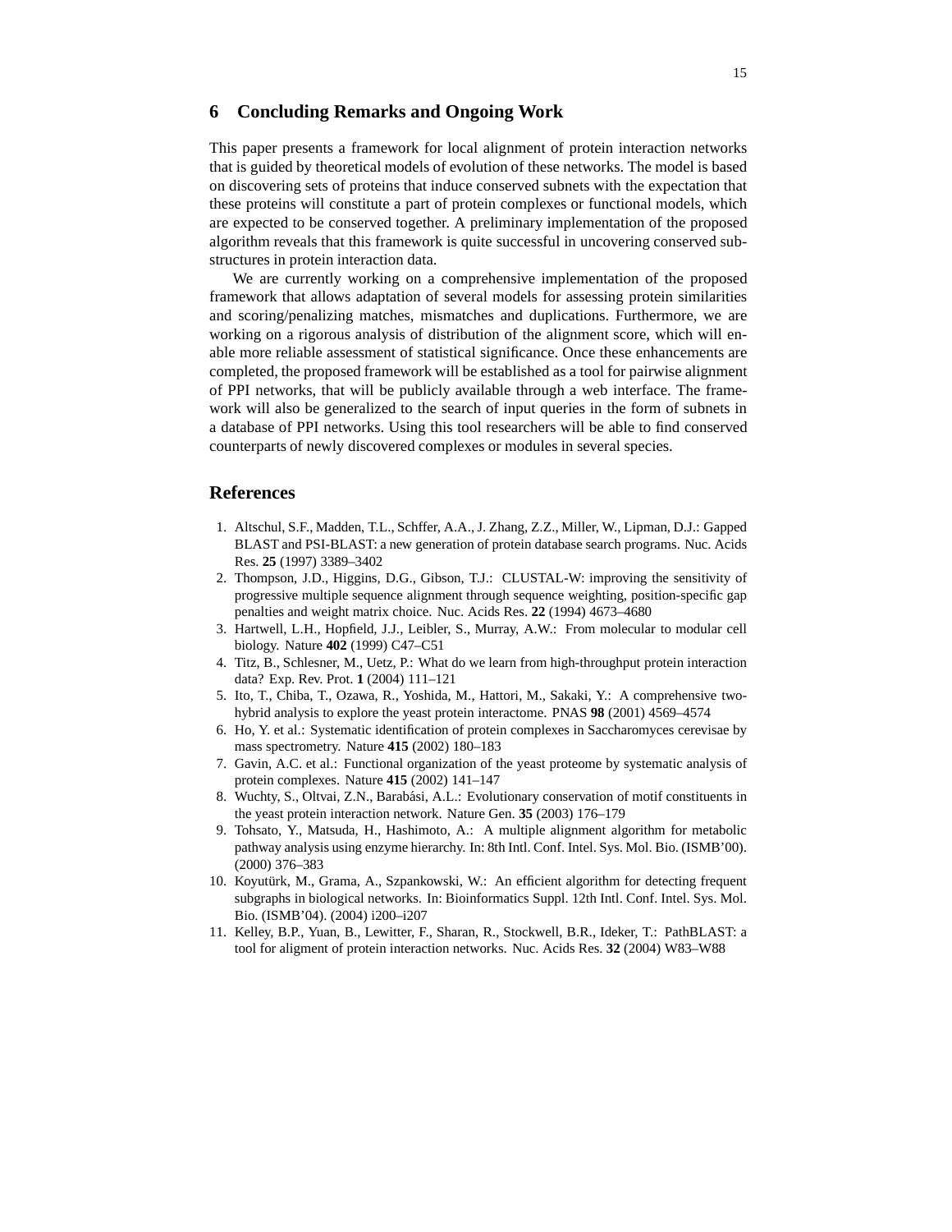## 6 Concluding Remarks and Ongoing Work

This paper presents a framework for local alignment of protein interaction networks that is guided by theoretical models of evolution of these networks. The model is based on discovering sets of proteins that induce conserved subnets with the expectation that these proteins will constitute a part of protein complexes or functional models, which are expected to be conserved together. A preliminary implementation of the proposed algorithm reveals that this framework is quite successful in uncovering conserved substructures in protein interaction data.

We are currently working on a comprehensive implementation of the proposed framework that allows adaptation of several models for assessing protein similarities and scoring/penalizing matches, mismatches and duplications. Furthermore, we are working on a rigorous analysis of distribution of the alignment score, which will enable more reliable assessment of statistical significance. Once these enhancements are completed, the proposed framework will be established as a tool for pairwise alignment of PPI networks, that will be publicly available through a web interface. The framework will also be generalized to the search of input queries in the form of subnets in a database of PPI networks. Using this tool researchers will be able to find conserved counterparts of newly discovered complexes or modules in several species.

## References

1. Altschul, S.F., Madden, T.L., Schffer, A.A., J. Zhang, Z.Z., Miller, W., Lipman, D.J.: Gapped BLAST and PSI-BLAST: a new generation of protein database search programs. Nuc. Acids Res. **25** (1997) 3389–3402
2. Thompson, J.D., Higgins, D.G., Gibson, T.J.: CLUSTAL-W: improving the sensitivity of progressive multiple sequence alignment through sequence weighting, position-specific gap penalties and weight matrix choice. Nuc. Acids Res. **22** (1994) 4673–4680
3. Hartwell, L.H., Hopfield, J.J., Leibler, S., Murray, A.W.: From molecular to modular cell biology. Nature **402** (1999) C47–C51
4. Titz, B., Schlesner, M., Uetz, P.: What do we learn from high-throughput protein interaction data? Exp. Rev. Prot. **1** (2004) 111–121
5. Ito, T., Chiba, T., Ozawa, R., Yoshida, M., Hattori, M., Sakaki, Y.: A comprehensive two-hybrid analysis to explore the yeast protein interactome. PNAS **98** (2001) 4569–4574
6. Ho, Y. et al.: Systematic identification of protein complexes in Saccharomyces cerevisae by mass spectrometry. Nature **415** (2002) 180–183
7. Gavin, A.C. et al.: Functional organization of the yeast proteome by systematic analysis of protein complexes. Nature **415** (2002) 141–147
8. Wuchty, S., Oltvai, Z.N., Barabási, A.L.: Evolutionary conservation of motif constituents in the yeast protein interaction network. Nature Gen. **35** (2003) 176–179
9. Tohsato, Y., Matsuda, H., Hashimoto, A.: A multiple alignment algorithm for metabolic pathway analysis using enzyme hierarchy. In: 8th Intl. Conf. Intel. Sys. Mol. Bio. (ISMB'00). (2000) 376–383
10. Koyutürk, M., Grama, A., Szpankowski, W.: An efficient algorithm for detecting frequent subgraphs in biological networks. In: Bioinformatics Suppl. 12th Intl. Conf. Intel. Sys. Mol. Bio. (ISMB'04). (2004) i200–i207
11. Kelley, B.P., Yuan, B., Lewitter, F., Sharan, R., Stockwell, B.R., Ideker, T.: PathBLAST: a tool for aligment of protein interaction networks. Nuc. Acids Res. **32** (2004) W83–W88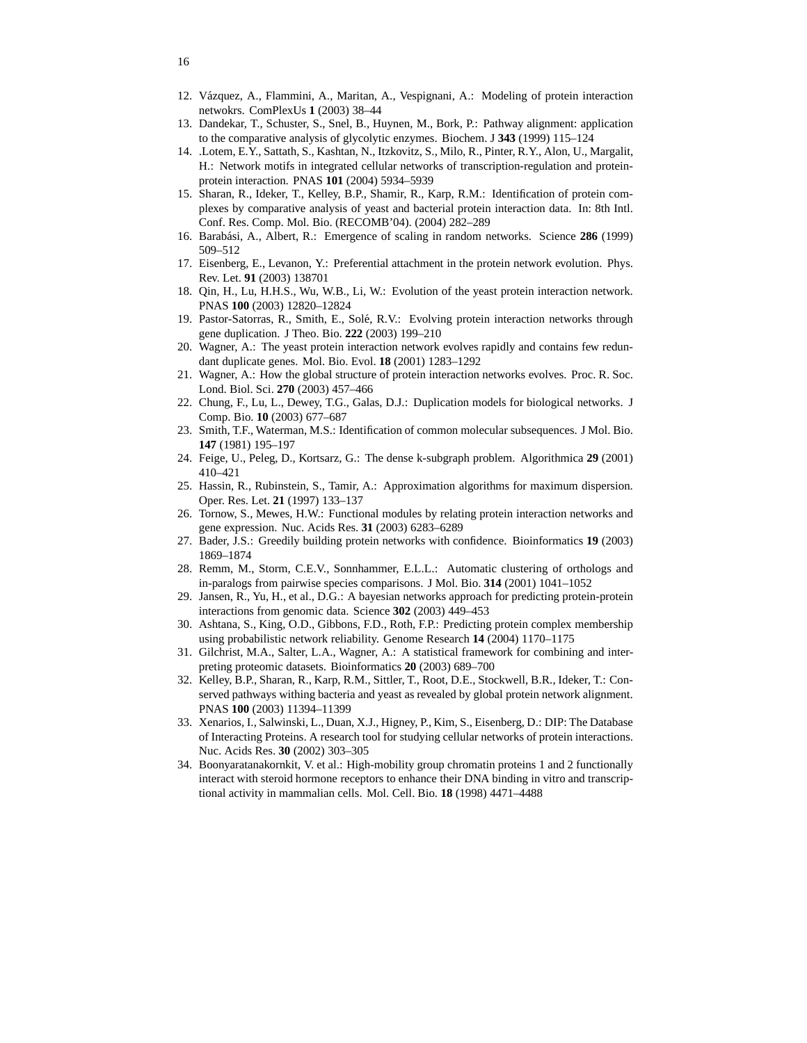12. Vázquez, A., Flammini, A., Maritan, A., Vespignani, A.: Modeling of protein interaction netwokrs. ComPlexUs **1** (2003) 38–44
13. Dandekar, T., Schuster, S., Snel, B., Huynen, M., Bork, P.: Pathway alignment: application to the comparative analysis of glycolytic enzymes. Biochem. J **343** (1999) 115–124
14. .Lotem, E.Y., Sattath, S., Kashtan, N., Itzkovitz, S., Milo, R., Pinter, R.Y., Alon, U., Margalit, H.: Network motifs in integrated cellular networks of transcription-regulation and protein-protein interaction. PNAS **101** (2004) 5934–5939
15. Sharan, R., Ideker, T., Kelley, B.P., Shamir, R., Karp, R.M.: Identification of protein complexes by comparative analysis of yeast and bacterial protein interaction data. In: 8th Intl. Conf. Res. Comp. Mol. Bio. (RECOMB'04). (2004) 282–289
16. Barabási, A., Albert, R.: Emergence of scaling in random networks. Science **286** (1999) 509–512
17. Eisenberg, E., Levanon, Y.: Preferential attachment in the protein network evolution. Phys. Rev. Let. **91** (2003) 138701
18. Qin, H., Lu, H.H.S., Wu, W.B., Li, W.: Evolution of the yeast protein interaction network. PNAS **100** (2003) 12820–12824
19. Pastor-Satorras, R., Smith, E., Solé, R.V.: Evolving protein interaction networks through gene duplication. J Theo. Bio. **222** (2003) 199–210
20. Wagner, A.: The yeast protein interaction network evolves rapidly and contains few redundant duplicate genes. Mol. Bio. Evol. **18** (2001) 1283–1292
21. Wagner, A.: How the global structure of protein interaction networks evolves. Proc. R. Soc. Lond. Biol. Sci. **270** (2003) 457–466
22. Chung, F., Lu, L., Dewey, T.G., Galas, D.J.: Duplication models for biological networks. J Comp. Bio. **10** (2003) 677–687
23. Smith, T.F., Waterman, M.S.: Identification of common molecular subsequences. J Mol. Bio. **147** (1981) 195–197
24. Feige, U., Peleg, D., Kortsarz, G.: The dense k-subgraph problem. Algorithmica **29** (2001) 410–421
25. Hassin, R., Rubinstein, S., Tamir, A.: Approximation algorithms for maximum dispersion. Oper. Res. Let. **21** (1997) 133–137
26. Tornow, S., Mewes, H.W.: Functional modules by relating protein interaction networks and gene expression. Nuc. Acids Res. **31** (2003) 6283–6289
27. Bader, J.S.: Greedily building protein networks with confidence. Bioinformatics **19** (2003) 1869–1874
28. Remm, M., Storm, C.E.V., Sonnhammer, E.L.L.: Automatic clustering of orthologs and in-paralogs from pairwise species comparisons. J Mol. Bio. **314** (2001) 1041–1052
29. Jansen, R., Yu, H., et al., D.G.: A bayesian networks approach for predicting protein-protein interactions from genomic data. Science **302** (2003) 449–453
30. Ashtana, S., King, O.D., Gibbons, F.D., Roth, F.P.: Predicting protein complex membership using probabilistic network reliability. Genome Research **14** (2004) 1170–1175
31. Gilchrist, M.A., Salter, L.A., Wagner, A.: A statistical framework for combining and interpreting proteomic datasets. Bioinformatics **20** (2003) 689–700
32. Kelley, B.P., Sharan, R., Karp, R.M., Sittler, T., Root, D.E., Stockwell, B.R., Ideker, T.: Conserved pathways withing bacteria and yeast as revealed by global protein network alignment. PNAS **100** (2003) 11394–11399
33. Xenarios, I., Salwinski, L., Duan, X.J., Higney, P., Kim, S., Eisenberg, D.: DIP: The Database of Interacting Proteins. A research tool for studying cellular networks of protein interactions. Nuc. Acids Res. **30** (2002) 303–305
34. Boonyaratanakornkit, V. et al.: High-mobility group chromatin proteins 1 and 2 functionally interact with steroid hormone receptors to enhance their DNA binding in vitro and transcriptional activity in mammalian cells. Mol. Cell. Bio. **18** (1998) 4471–4488